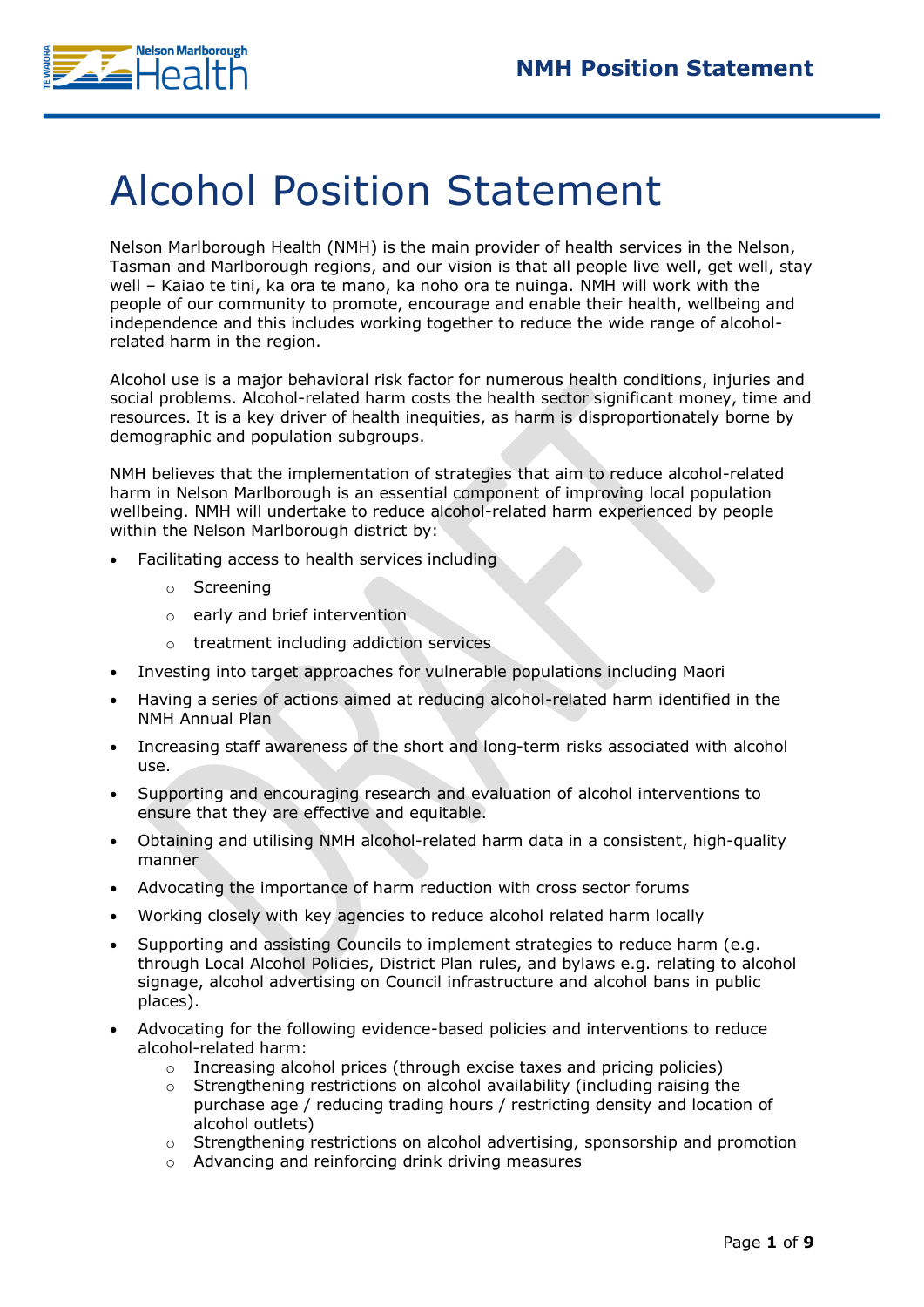# Alcohol Position Statement

Nelson Marlborough Health (NMH) is the main provider of health services in the Nelson, Tasman and Marlborough regions, and our vision is that all people live well, get well, stay well – Kaiao te tini, ka ora te mano, ka noho ora te nuinga. NMH will work with the people of our community to promote, encourage and enable their health, wellbeing and independence and this includes working together to reduce the wide range of alcohol-related harm in the region.

Alcohol use is a major behavioral risk factor for numerous health conditions, injuries and social problems. Alcohol-related harm costs the health sector significant money, time and resources. It is a key driver of health inequities, as harm is disproportionately borne by demographic and population subgroups.

NMH believes that the implementation of strategies that aim to reduce alcohol-related harm in Nelson Marlborough is an essential component of improving local population wellbeing. NMH will undertake to reduce alcohol-related harm experienced by people within the Nelson Marlborough district by:

- Facilitating access to health services including
  - Screening
  - early and brief intervention
  - treatment including addiction services
- Investing into target approaches for vulnerable populations including Maori
- Having a series of actions aimed at reducing alcohol-related harm identified in the NMH Annual Plan
- Increasing staff awareness of the short and long-term risks associated with alcohol use.
- Supporting and encouraging research and evaluation of alcohol interventions to ensure that they are effective and equitable.
- Obtaining and utilising NMH alcohol-related harm data in a consistent, high-quality manner
- Advocating the importance of harm reduction with cross sector forums
- Working closely with key agencies to reduce alcohol related harm locally
- Supporting and assisting Councils to implement strategies to reduce harm (e.g. through Local Alcohol Policies, District Plan rules, and bylaws e.g. relating to alcohol signage, alcohol advertising on Council infrastructure and alcohol bans in public places).
- Advocating for the following evidence-based policies and interventions to reduce alcohol-related harm:
  - Increasing alcohol prices (through excise taxes and pricing policies)
  - Strengthening restrictions on alcohol availability (including raising the purchase age / reducing trading hours / restricting density and location of alcohol outlets)
  - Strengthening restrictions on alcohol advertising, sponsorship and promotion
  - Advancing and reinforcing drink driving measures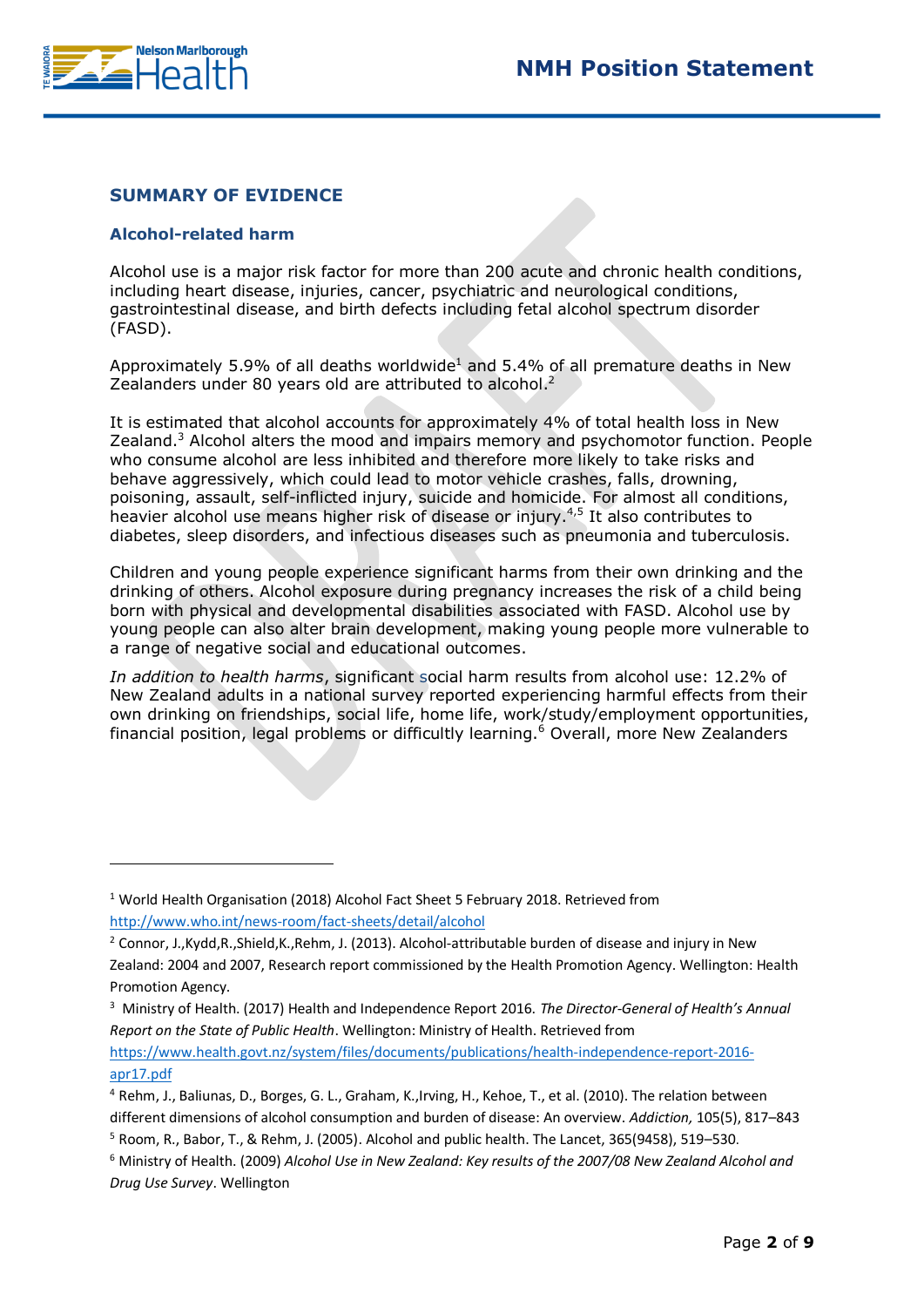## SUMMARY OF EVIDENCE

### Alcohol-related harm

Alcohol use is a major risk factor for more than 200 acute and chronic health conditions, including heart disease, injuries, cancer, psychiatric and neurological conditions, gastrointestinal disease, and birth defects including fetal alcohol spectrum disorder (FASD).

Approximately 5.9% of all deaths worldwide[1] and 5.4% of all premature deaths in New Zealanders under 80 years old are attributed to alcohol.[2]

It is estimated that alcohol accounts for approximately 4% of total health loss in New Zealand.[3] Alcohol alters the mood and impairs memory and psychomotor function. People who consume alcohol are less inhibited and therefore more likely to take risks and behave aggressively, which could lead to motor vehicle crashes, falls, drowning, poisoning, assault, self-inflicted injury, suicide and homicide. For almost all conditions, heavier alcohol use means higher risk of disease or injury.[4,5] It also contributes to diabetes, sleep disorders, and infectious diseases such as pneumonia and tuberculosis.

Children and young people experience significant harms from their own drinking and the drinking of others. Alcohol exposure during pregnancy increases the risk of a child being born with physical and developmental disabilities associated with FASD. Alcohol use by young people can also alter brain development, making young people more vulnerable to a range of negative social and educational outcomes.

*In addition to health harms*, significant social harm results from alcohol use: 12.2% of New Zealand adults in a national survey reported experiencing harmful effects from their own drinking on friendships, social life, home life, work/study/employment opportunities, financial position, legal problems or difficultly learning.[6] Overall, more New Zealanders

---

[1] World Health Organisation (2018) Alcohol Fact Sheet 5 February 2018. Retrieved from http://www.who.int/news-room/fact-sheets/detail/alcohol

[2] Connor, J.,Kydd,R.,Shield,K.,Rehm, J. (2013). Alcohol-attributable burden of disease and injury in New Zealand: 2004 and 2007, Research report commissioned by the Health Promotion Agency. Wellington: Health Promotion Agency.

[3] Ministry of Health. (2017) Health and Independence Report 2016. *The Director-General of Health's Annual Report on the State of Public Health*. Wellington: Ministry of Health. Retrieved from https://www.health.govt.nz/system/files/documents/publications/health-independence-report-2016-apr17.pdf

[4] Rehm, J., Baliunas, D., Borges, G. L., Graham, K.,Irving, H., Kehoe, T., et al. (2010). The relation between different dimensions of alcohol consumption and burden of disease: An overview. *Addiction,* 105(5), 817–843

[5] Room, R., Babor, T., & Rehm, J. (2005). Alcohol and public health. The Lancet, 365(9458), 519–530.

[6] Ministry of Health. (2009) *Alcohol Use in New Zealand: Key results of the 2007/08 New Zealand Alcohol and Drug Use Survey*. Wellington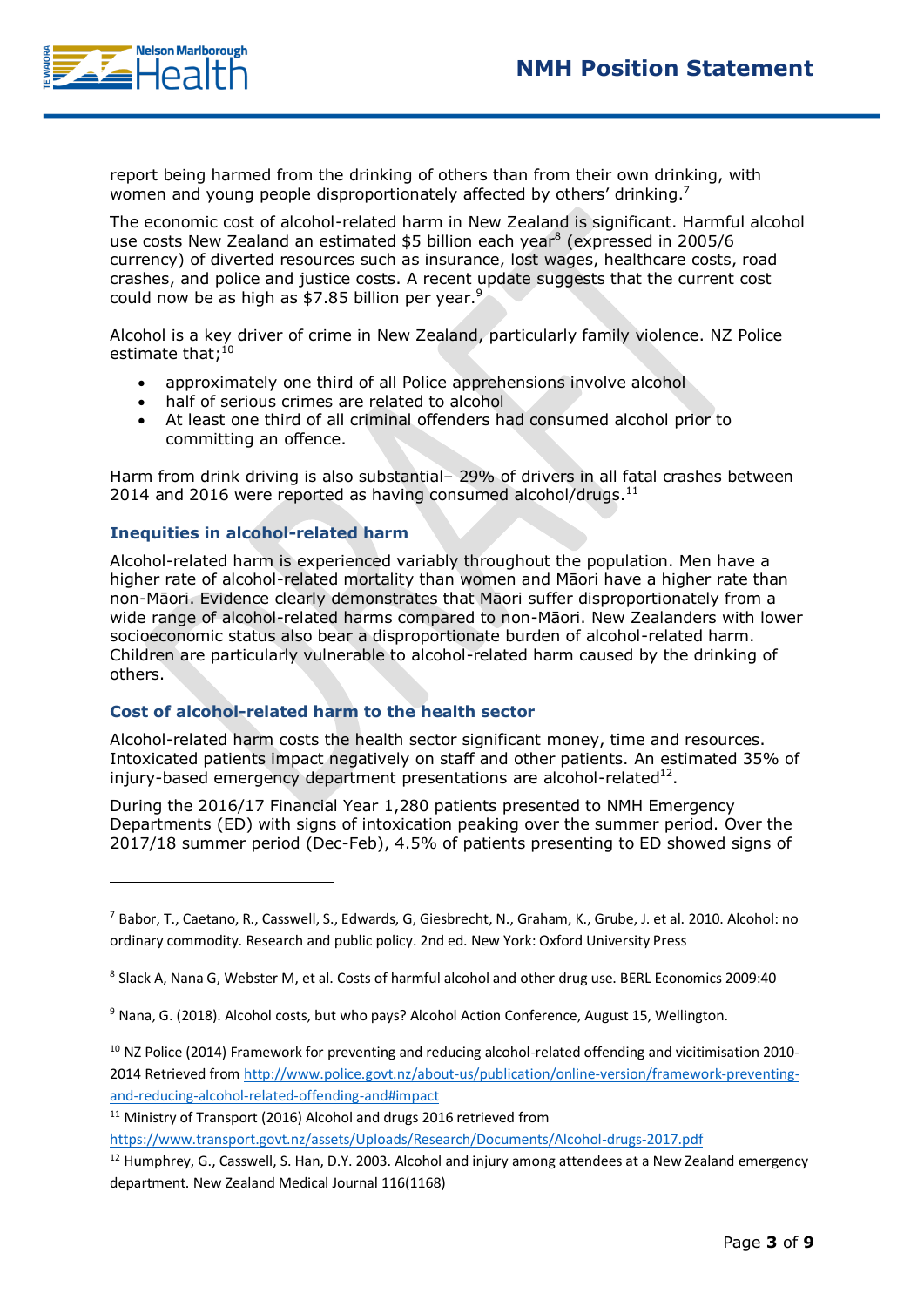report being harmed from the drinking of others than from their own drinking, with women and young people disproportionately affected by others' drinking.[7]

The economic cost of alcohol-related harm in New Zealand is significant. Harmful alcohol use costs New Zealand an estimated $5 billion each year[8] (expressed in 2005/6 currency) of diverted resources such as insurance, lost wages, healthcare costs, road crashes, and police and justice costs. A recent update suggests that the current cost could now be as high as $7.85 billion per year.[9]

Alcohol is a key driver of crime in New Zealand, particularly family violence. NZ Police estimate that;[10]

- approximately one third of all Police apprehensions involve alcohol
- half of serious crimes are related to alcohol
- At least one third of all criminal offenders had consumed alcohol prior to committing an offence.

Harm from drink driving is also substantial– 29% of drivers in all fatal crashes between 2014 and 2016 were reported as having consumed alcohol/drugs.[11]

### Inequities in alcohol-related harm

Alcohol-related harm is experienced variably throughout the population. Men have a higher rate of alcohol-related mortality than women and Māori have a higher rate than non-Māori. Evidence clearly demonstrates that Māori suffer disproportionately from a wide range of alcohol-related harms compared to non-Māori. New Zealanders with lower socioeconomic status also bear a disproportionate burden of alcohol-related harm. Children are particularly vulnerable to alcohol-related harm caused by the drinking of others.

### Cost of alcohol-related harm to the health sector

Alcohol-related harm costs the health sector significant money, time and resources. Intoxicated patients impact negatively on staff and other patients. An estimated 35% of injury-based emergency department presentations are alcohol-related[12].

During the 2016/17 Financial Year 1,280 patients presented to NMH Emergency Departments (ED) with signs of intoxication peaking over the summer period. Over the 2017/18 summer period (Dec-Feb), 4.5% of patients presenting to ED showed signs of

---

[7] Babor, T., Caetano, R., Casswell, S., Edwards, G, Giesbrecht, N., Graham, K., Grube, J. et al. 2010. Alcohol: no ordinary commodity. Research and public policy. 2nd ed. New York: Oxford University Press

[8] Slack A, Nana G, Webster M, et al. Costs of harmful alcohol and other drug use. BERL Economics 2009:40

[9] Nana, G. (2018). Alcohol costs, but who pays? Alcohol Action Conference, August 15, Wellington.

[10] NZ Police (2014) Framework for preventing and reducing alcohol-related offending and vicitimisation 2010-2014 Retrieved from http://www.police.govt.nz/about-us/publication/online-version/framework-preventing-and-reducing-alcohol-related-offending-and#impact

[11] Ministry of Transport (2016) Alcohol and drugs 2016 retrieved from https://www.transport.govt.nz/assets/Uploads/Research/Documents/Alcohol-drugs-2017.pdf

[12] Humphrey, G., Casswell, S. Han, D.Y. 2003. Alcohol and injury among attendees at a New Zealand emergency department. New Zealand Medical Journal 116(1168)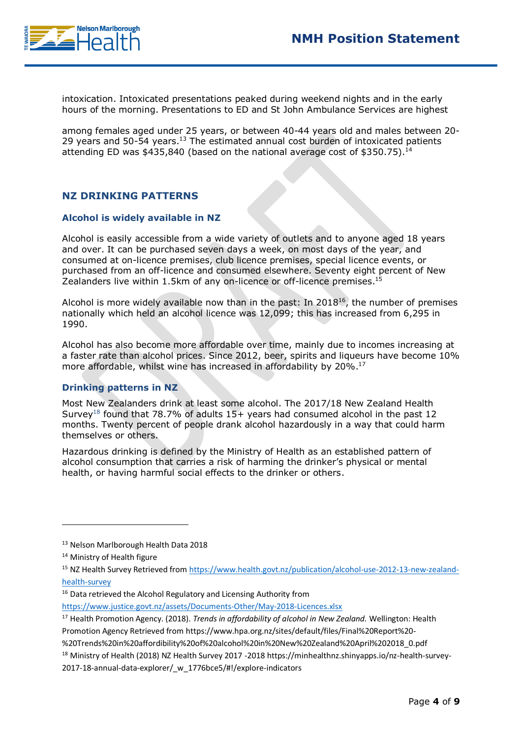intoxication. Intoxicated presentations peaked during weekend nights and in the early hours of the morning. Presentations to ED and St John Ambulance Services are highest

among females aged under 25 years, or between 40-44 years old and males between 20-29 years and 50-54 years.[13] The estimated annual cost burden of intoxicated patients attending ED was $435,840 (based on the national average cost of $350.75).[14]

## NZ DRINKING PATTERNS

### Alcohol is widely available in NZ

Alcohol is easily accessible from a wide variety of outlets and to anyone aged 18 years and over. It can be purchased seven days a week, on most days of the year, and consumed at on-licence premises, club licence premises, special licence events, or purchased from an off-licence and consumed elsewhere. Seventy eight percent of New Zealanders live within 1.5km of any on-licence or off-licence premises.[15]

Alcohol is more widely available now than in the past: In 2018[16], the number of premises nationally which held an alcohol licence was 12,099; this has increased from 6,295 in 1990.

Alcohol has also become more affordable over time, mainly due to incomes increasing at a faster rate than alcohol prices. Since 2012, beer, spirits and liqueurs have become 10% more affordable, whilst wine has increased in affordability by 20%.[17]

### Drinking patterns in NZ

Most New Zealanders drink at least some alcohol. The 2017/18 New Zealand Health Survey[18] found that 78.7% of adults 15+ years had consumed alcohol in the past 12 months. Twenty percent of people drank alcohol hazardously in a way that could harm themselves or others.

Hazardous drinking is defined by the Ministry of Health as an established pattern of alcohol consumption that carries a risk of harming the drinker's physical or mental health, or having harmful social effects to the drinker or others.

---

[13] Nelson Marlborough Health Data 2018

[14] Ministry of Health figure

[15] NZ Health Survey Retrieved from https://www.health.govt.nz/publication/alcohol-use-2012-13-new-zealand-health-survey

[16] Data retrieved the Alcohol Regulatory and Licensing Authority from https://www.justice.govt.nz/assets/Documents-Other/May-2018-Licences.xlsx

[17] Health Promotion Agency. (2018). *Trends in affordability of alcohol in New Zealand.* Wellington: Health Promotion Agency Retrieved from https://www.hpa.org.nz/sites/default/files/Final%20Report%20-%20Trends%20in%20affordibility%20of%20alcohol%20in%20New%20Zealand%20April%202018_0.pdf

[18] Ministry of Health (2018) NZ Health Survey 2017 -2018 https://minhealthnz.shinyapps.io/nz-health-survey-2017-18-annual-data-explorer/_w_1776bce5/#!/explore-indicators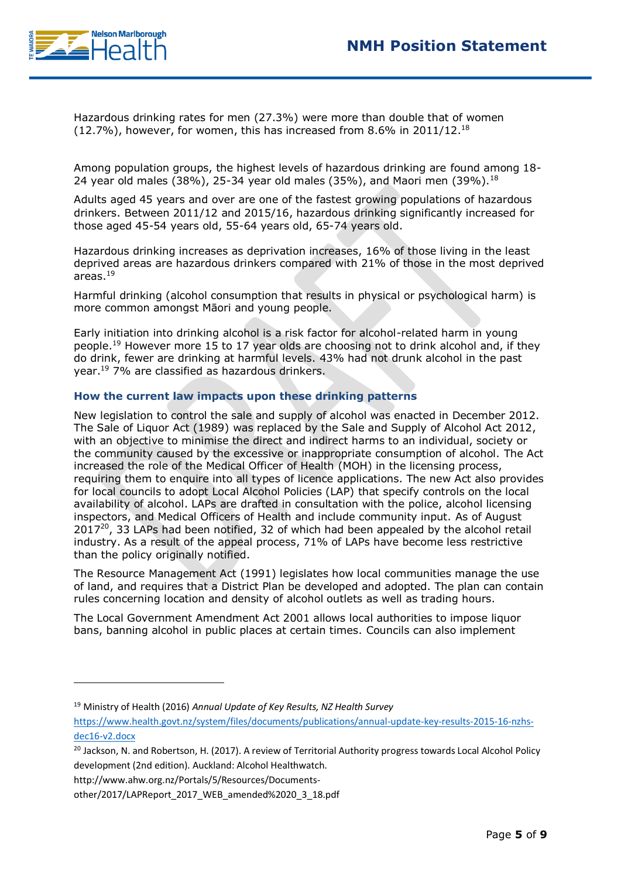Hazardous drinking rates for men (27.3%) were more than double that of women (12.7%), however, for women, this has increased from 8.6% in 2011/12.[18]

Among population groups, the highest levels of hazardous drinking are found among 18-24 year old males (38%), 25-34 year old males (35%), and Maori men (39%).[18]

Adults aged 45 years and over are one of the fastest growing populations of hazardous drinkers. Between 2011/12 and 2015/16, hazardous drinking significantly increased for those aged 45-54 years old, 55-64 years old, 65-74 years old.

Hazardous drinking increases as deprivation increases, 16% of those living in the least deprived areas are hazardous drinkers compared with 21% of those in the most deprived areas.[19]

Harmful drinking (alcohol consumption that results in physical or psychological harm) is more common amongst Māori and young people.

Early initiation into drinking alcohol is a risk factor for alcohol-related harm in young people.[19] However more 15 to 17 year olds are choosing not to drink alcohol and, if they do drink, fewer are drinking at harmful levels. 43% had not drunk alcohol in the past year.[19] 7% are classified as hazardous drinkers.

### How the current law impacts upon these drinking patterns

New legislation to control the sale and supply of alcohol was enacted in December 2012. The Sale of Liquor Act (1989) was replaced by the Sale and Supply of Alcohol Act 2012, with an objective to minimise the direct and indirect harms to an individual, society or the community caused by the excessive or inappropriate consumption of alcohol. The Act increased the role of the Medical Officer of Health (MOH) in the licensing process, requiring them to enquire into all types of licence applications. The new Act also provides for local councils to adopt Local Alcohol Policies (LAP) that specify controls on the local availability of alcohol. LAPs are drafted in consultation with the police, alcohol licensing inspectors, and Medical Officers of Health and include community input. As of August 2017[20], 33 LAPs had been notified, 32 of which had been appealed by the alcohol retail industry. As a result of the appeal process, 71% of LAPs have become less restrictive than the policy originally notified.

The Resource Management Act (1991) legislates how local communities manage the use of land, and requires that a District Plan be developed and adopted. The plan can contain rules concerning location and density of alcohol outlets as well as trading hours.

The Local Government Amendment Act 2001 allows local authorities to impose liquor bans, banning alcohol in public places at certain times. Councils can also implement

---

[19] Ministry of Health (2016) *Annual Update of Key Results, NZ Health Survey* https://www.health.govt.nz/system/files/documents/publications/annual-update-key-results-2015-16-nzhs-dec16-v2.docx

[20] Jackson, N. and Robertson, H. (2017). A review of Territorial Authority progress towards Local Alcohol Policy development (2nd edition). Auckland: Alcohol Healthwatch. http://www.ahw.org.nz/Portals/5/Resources/Documents-other/2017/LAPReport_2017_WEB_amended%20_3_18.pdf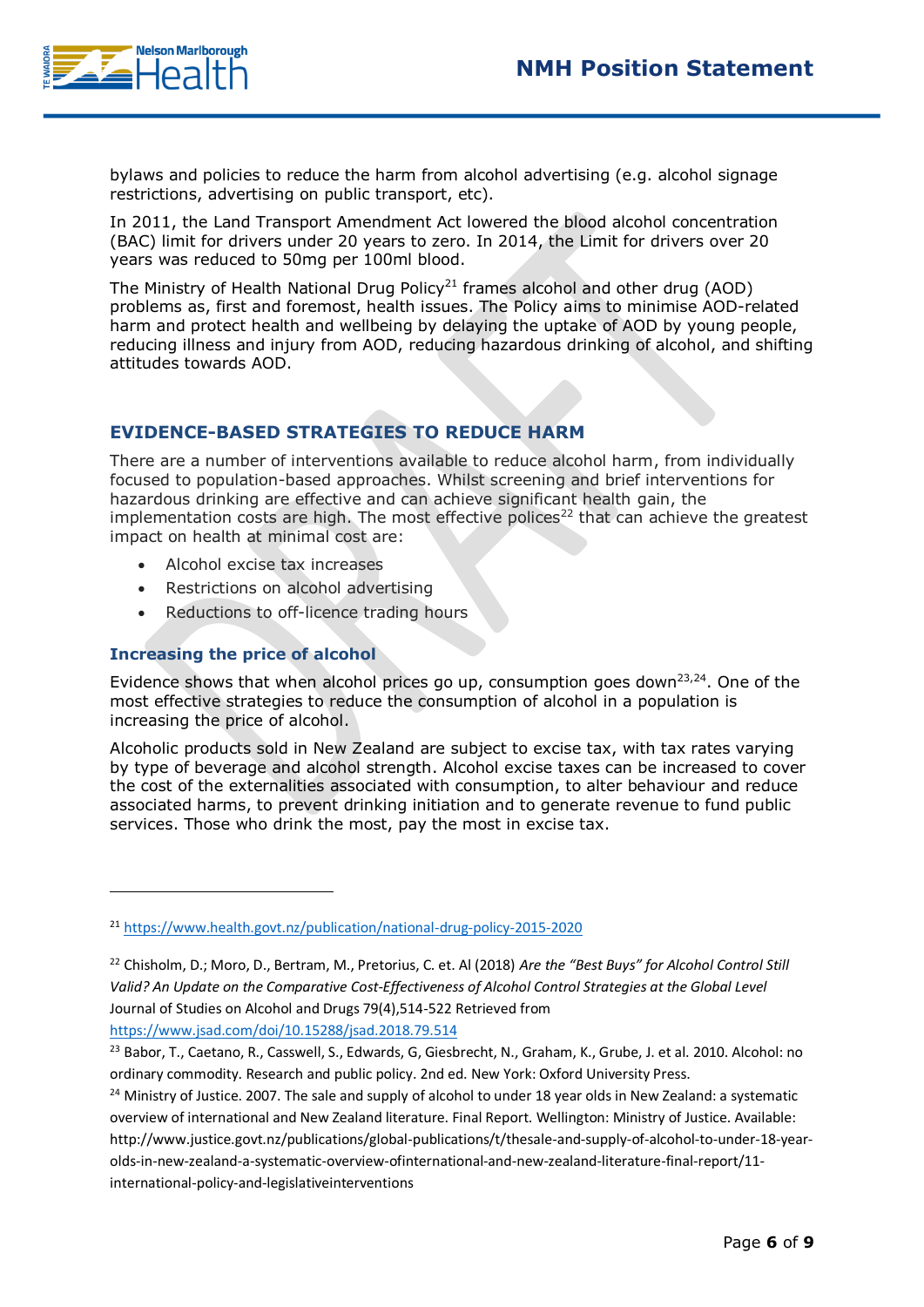bylaws and policies to reduce the harm from alcohol advertising (e.g. alcohol signage restrictions, advertising on public transport, etc).

In 2011, the Land Transport Amendment Act lowered the blood alcohol concentration (BAC) limit for drivers under 20 years to zero. In 2014, the Limit for drivers over 20 years was reduced to 50mg per 100ml blood.

The Ministry of Health National Drug Policy[21] frames alcohol and other drug (AOD) problems as, first and foremost, health issues. The Policy aims to minimise AOD-related harm and protect health and wellbeing by delaying the uptake of AOD by young people, reducing illness and injury from AOD, reducing hazardous drinking of alcohol, and shifting attitudes towards AOD.

## EVIDENCE-BASED STRATEGIES TO REDUCE HARM

There are a number of interventions available to reduce alcohol harm, from individually focused to population-based approaches. Whilst screening and brief interventions for hazardous drinking are effective and can achieve significant health gain, the implementation costs are high. The most effective polices[22] that can achieve the greatest impact on health at minimal cost are:

- Alcohol excise tax increases
- Restrictions on alcohol advertising
- Reductions to off-licence trading hours

### Increasing the price of alcohol

Evidence shows that when alcohol prices go up, consumption goes down[23,24]. One of the most effective strategies to reduce the consumption of alcohol in a population is increasing the price of alcohol.

Alcoholic products sold in New Zealand are subject to excise tax, with tax rates varying by type of beverage and alcohol strength. Alcohol excise taxes can be increased to cover the cost of the externalities associated with consumption, to alter behaviour and reduce associated harms, to prevent drinking initiation and to generate revenue to fund public services. Those who drink the most, pay the most in excise tax.

---

[21] https://www.health.govt.nz/publication/national-drug-policy-2015-2020

[22] Chisholm, D.; Moro, D., Bertram, M., Pretorius, C. et. Al (2018) *Are the "Best Buys" for Alcohol Control Still Valid? An Update on the Comparative Cost-Effectiveness of Alcohol Control Strategies at the Global Level* Journal of Studies on Alcohol and Drugs 79(4),514-522 Retrieved from https://www.jsad.com/doi/10.15288/jsad.2018.79.514

[23] Babor, T., Caetano, R., Casswell, S., Edwards, G, Giesbrecht, N., Graham, K., Grube, J. et al. 2010. Alcohol: no ordinary commodity. Research and public policy. 2nd ed. New York: Oxford University Press.

[24] Ministry of Justice. 2007. The sale and supply of alcohol to under 18 year olds in New Zealand: a systematic overview of international and New Zealand literature. Final Report. Wellington: Ministry of Justice. Available: http://www.justice.govt.nz/publications/global-publications/t/thesale-and-supply-of-alcohol-to-under-18-year-olds-in-new-zealand-a-systematic-overview-ofinternational-and-new-zealand-literature-final-report/11-international-policy-and-legislativeinterventions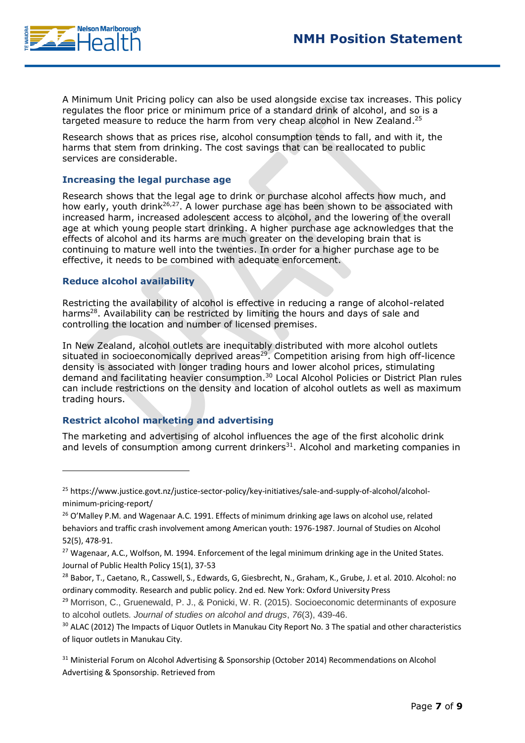A Minimum Unit Pricing policy can also be used alongside excise tax increases. This policy regulates the floor price or minimum price of a standard drink of alcohol, and so is a targeted measure to reduce the harm from very cheap alcohol in New Zealand.[25]

Research shows that as prices rise, alcohol consumption tends to fall, and with it, the harms that stem from drinking. The cost savings that can be reallocated to public services are considerable.

### Increasing the legal purchase age

Research shows that the legal age to drink or purchase alcohol affects how much, and how early, youth drink[26,27]. A lower purchase age has been shown to be associated with increased harm, increased adolescent access to alcohol, and the lowering of the overall age at which young people start drinking. A higher purchase age acknowledges that the effects of alcohol and its harms are much greater on the developing brain that is continuing to mature well into the twenties. In order for a higher purchase age to be effective, it needs to be combined with adequate enforcement.

### Reduce alcohol availability

Restricting the availability of alcohol is effective in reducing a range of alcohol-related harms[28]. Availability can be restricted by limiting the hours and days of sale and controlling the location and number of licensed premises.

In New Zealand, alcohol outlets are inequitably distributed with more alcohol outlets situated in socioeconomically deprived areas[29]. Competition arising from high off-licence density is associated with longer trading hours and lower alcohol prices, stimulating demand and facilitating heavier consumption.[30] Local Alcohol Policies or District Plan rules can include restrictions on the density and location of alcohol outlets as well as maximum trading hours.

### Restrict alcohol marketing and advertising

The marketing and advertising of alcohol influences the age of the first alcoholic drink and levels of consumption among current drinkers[31]. Alcohol and marketing companies in

---

[25] https://www.justice.govt.nz/justice-sector-policy/key-initiatives/sale-and-supply-of-alcohol/alcohol-minimum-pricing-report/

[26] O'Malley P.M. and Wagenaar A.C. 1991. Effects of minimum drinking age laws on alcohol use, related behaviors and traffic crash involvement among American youth: 1976-1987. Journal of Studies on Alcohol 52(5), 478-91.

[27] Wagenaar, A.C., Wolfson, M. 1994. Enforcement of the legal minimum drinking age in the United States. Journal of Public Health Policy 15(1), 37-53

[28] Babor, T., Caetano, R., Casswell, S., Edwards, G, Giesbrecht, N., Graham, K., Grube, J. et al. 2010. Alcohol: no ordinary commodity. Research and public policy. 2nd ed. New York: Oxford University Press

[29] Morrison, C., Gruenewald, P. J., & Ponicki, W. R. (2015). Socioeconomic determinants of exposure to alcohol outlets. *Journal of studies on alcohol and drugs*, *76*(3), 439-46.

[30] ALAC (2012) The Impacts of Liquor Outlets in Manukau City Report No. 3 The spatial and other characteristics of liquor outlets in Manukau City.

[31] Ministerial Forum on Alcohol Advertising & Sponsorship (October 2014) Recommendations on Alcohol Advertising & Sponsorship. Retrieved from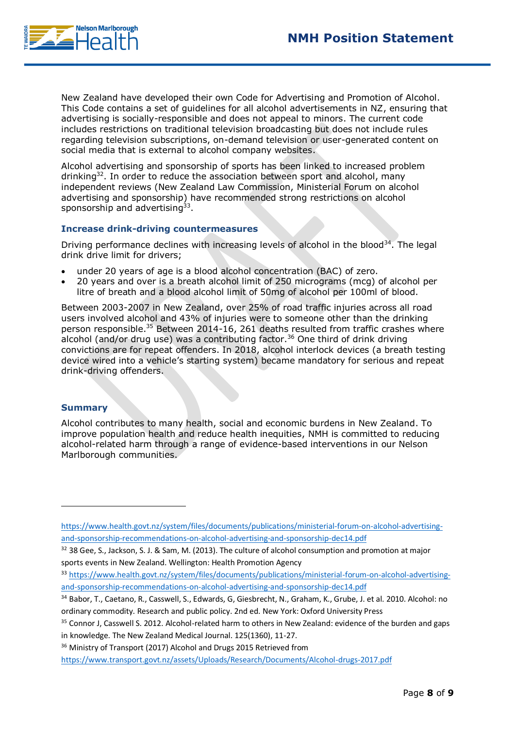New Zealand have developed their own Code for Advertising and Promotion of Alcohol. This Code contains a set of guidelines for all alcohol advertisements in NZ, ensuring that advertising is socially-responsible and does not appeal to minors. The current code includes restrictions on traditional television broadcasting but does not include rules regarding television subscriptions, on-demand television or user-generated content on social media that is external to alcohol company websites.

Alcohol advertising and sponsorship of sports has been linked to increased problem drinking[32]. In order to reduce the association between sport and alcohol, many independent reviews (New Zealand Law Commission, Ministerial Forum on alcohol advertising and sponsorship) have recommended strong restrictions on alcohol sponsorship and advertising[33].

### Increase drink-driving countermeasures

Driving performance declines with increasing levels of alcohol in the blood[34]. The legal drink drive limit for drivers;

- under 20 years of age is a blood alcohol concentration (BAC) of zero.
- 20 years and over is a breath alcohol limit of 250 micrograms (mcg) of alcohol per litre of breath and a blood alcohol limit of 50mg of alcohol per 100ml of blood.

Between 2003-2007 in New Zealand, over 25% of road traffic injuries across all road users involved alcohol and 43% of injuries were to someone other than the drinking person responsible.[35] Between 2014-16, 261 deaths resulted from traffic crashes where alcohol (and/or drug use) was a contributing factor.[36] One third of drink driving convictions are for repeat offenders. In 2018, alcohol interlock devices (a breath testing device wired into a vehicle's starting system) became mandatory for serious and repeat drink-driving offenders.

### Summary

Alcohol contributes to many health, social and economic burdens in New Zealand. To improve population health and reduce health inequities, NMH is committed to reducing alcohol-related harm through a range of evidence-based interventions in our Nelson Marlborough communities.

---

https://www.health.govt.nz/system/files/documents/publications/ministerial-forum-on-alcohol-advertising-and-sponsorship-recommendations-on-alcohol-advertising-and-sponsorship-dec14.pdf

[32] 38 Gee, S., Jackson, S. J. & Sam, M. (2013). The culture of alcohol consumption and promotion at major sports events in New Zealand. Wellington: Health Promotion Agency

[33] https://www.health.govt.nz/system/files/documents/publications/ministerial-forum-on-alcohol-advertising-and-sponsorship-recommendations-on-alcohol-advertising-and-sponsorship-dec14.pdf

[34] Babor, T., Caetano, R., Casswell, S., Edwards, G, Giesbrecht, N., Graham, K., Grube, J. et al. 2010. Alcohol: no ordinary commodity. Research and public policy. 2nd ed. New York: Oxford University Press

[35] Connor J, Casswell S. 2012. Alcohol-related harm to others in New Zealand: evidence of the burden and gaps in knowledge. The New Zealand Medical Journal. 125(1360), 11-27.

[36] Ministry of Transport (2017) Alcohol and Drugs 2015 Retrieved from https://www.transport.govt.nz/assets/Uploads/Research/Documents/Alcohol-drugs-2017.pdf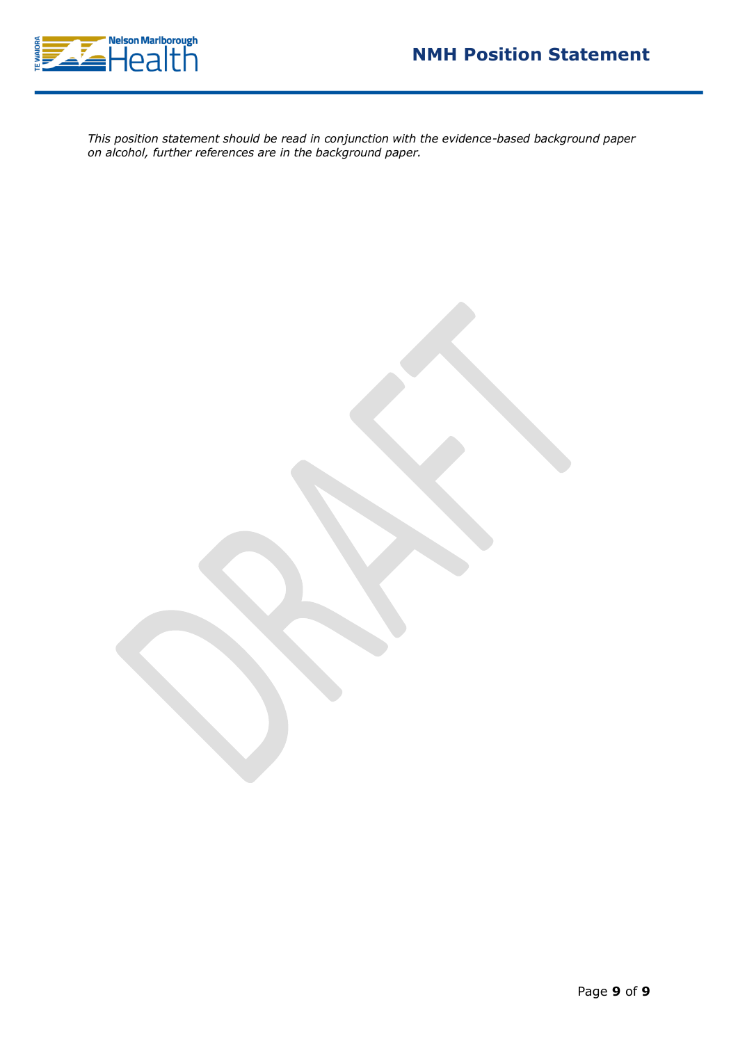*This position statement should be read in conjunction with the evidence-based background paper on alcohol, further references are in the background paper.*